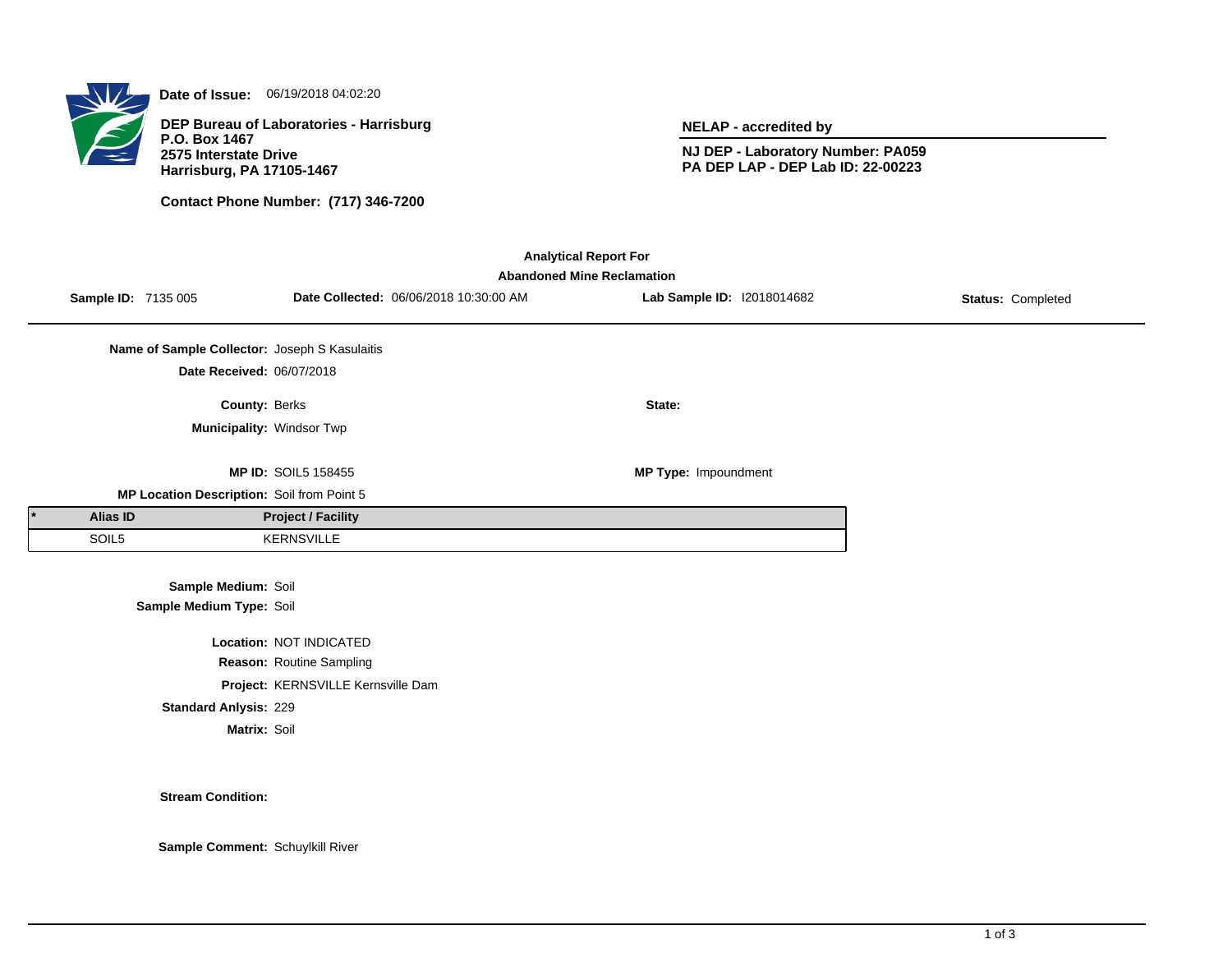**Date of Issue:** 06/19/2018 04:02:20

**DEP Bureau of Laboratories - Harrisburg**
**P.O. Box 1467**
**2575 Interstate Drive**
**Harrisburg, PA 17105-1467**

**Contact Phone Number: (717) 346-7200**

**NELAP - accredited by**

**NJ DEP - Laboratory Number: PA059**
**PA DEP LAP - DEP Lab ID: 22-00223**

## Analytical Report For
## Abandoned Mine Reclamation

**Sample ID:** 7135 005 **Date Collected:** 06/06/2018 10:30:00 AM **Lab Sample ID:** I2018014682 **Status:** Completed

**Name of Sample Collector:** Joseph S Kasulaitis

**Date Received:** 06/07/2018

**County:** Berks **State:**

**Municipality:** Windsor Twp

**MP ID:** SOIL5 158455 **MP Type:** Impoundment

**MP Location Description:** Soil from Point 5

| * | Alias ID | Project / Facility |
|---|---|---|
| | SOIL5 | KERNSVILLE |

**Sample Medium:** Soil

**Sample Medium Type:** Soil

**Location:** NOT INDICATED

**Reason:** Routine Sampling

**Project:** KERNSVILLE Kernsville Dam

**Standard Anlysis:** 229

**Matrix:** Soil

**Stream Condition:**

**Sample Comment:** Schuylkill River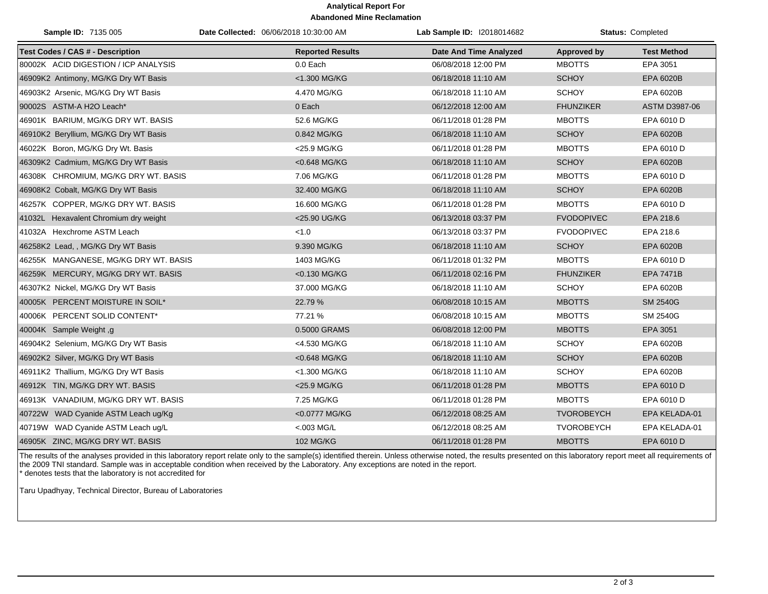**Analytical Report For**
**Abandoned Mine Reclamation**

**Sample ID:** 7135 005 | **Date Collected:** 06/06/2018 10:30:00 AM | **Lab Sample ID:** I2018014682 | **Status:** Completed

| Test Codes / CAS # - Description | Reported Results | Date And Time Analyzed | Approved by | Test Method |
|---|---|---|---|---|
| 80002K ACID DIGESTION / ICP ANALYSIS | 0.0 Each | 06/08/2018 12:00 PM | MBOTTS | EPA 3051 |
| 46909K2 Antimony, MG/KG Dry WT Basis | <1.300 MG/KG | 06/18/2018 11:10 AM | SCHOY | EPA 6020B |
| 46903K2 Arsenic, MG/KG Dry WT Basis | 4.470 MG/KG | 06/18/2018 11:10 AM | SCHOY | EPA 6020B |
| 90002S ASTM-A H2O Leach* | 0 Each | 06/12/2018 12:00 AM | FHUNZIKER | ASTM D3987-06 |
| 46901K BARIUM, MG/KG DRY WT. BASIS | 52.6 MG/KG | 06/11/2018 01:28 PM | MBOTTS | EPA 6010 D |
| 46910K2 Beryllium, MG/KG Dry WT Basis | 0.842 MG/KG | 06/18/2018 11:10 AM | SCHOY | EPA 6020B |
| 46022K Boron, MG/KG Dry Wt. Basis | <25.9 MG/KG | 06/11/2018 01:28 PM | MBOTTS | EPA 6010 D |
| 46309K2 Cadmium, MG/KG Dry WT Basis | <0.648 MG/KG | 06/18/2018 11:10 AM | SCHOY | EPA 6020B |
| 46308K CHROMIUM, MG/KG DRY WT. BASIS | 7.06 MG/KG | 06/11/2018 01:28 PM | MBOTTS | EPA 6010 D |
| 46908K2 Cobalt, MG/KG Dry WT Basis | 32.400 MG/KG | 06/18/2018 11:10 AM | SCHOY | EPA 6020B |
| 46257K COPPER, MG/KG DRY WT. BASIS | 16.600 MG/KG | 06/11/2018 01:28 PM | MBOTTS | EPA 6010 D |
| 41032L Hexavalent Chromium dry weight | <25.90 UG/KG | 06/13/2018 03:37 PM | FVODOPIVEC | EPA 218.6 |
| 41032A Hexchrome ASTM Leach | <1.0 | 06/13/2018 03:37 PM | FVODOPIVEC | EPA 218.6 |
| 46258K2 Lead, , MG/KG Dry WT Basis | 9.390 MG/KG | 06/18/2018 11:10 AM | SCHOY | EPA 6020B |
| 46255K MANGANESE, MG/KG DRY WT. BASIS | 1403 MG/KG | 06/11/2018 01:32 PM | MBOTTS | EPA 6010 D |
| 46259K MERCURY, MG/KG DRY WT. BASIS | <0.130 MG/KG | 06/11/2018 02:16 PM | FHUNZIKER | EPA 7471B |
| 46307K2 Nickel, MG/KG Dry WT Basis | 37.000 MG/KG | 06/18/2018 11:10 AM | SCHOY | EPA 6020B |
| 40005K PERCENT MOISTURE IN SOIL* | 22.79 % | 06/08/2018 10:15 AM | MBOTTS | SM 2540G |
| 40006K PERCENT SOLID CONTENT* | 77.21 % | 06/08/2018 10:15 AM | MBOTTS | SM 2540G |
| 40004K Sample Weight ,g | 0.5000 GRAMS | 06/08/2018 12:00 PM | MBOTTS | EPA 3051 |
| 46904K2 Selenium, MG/KG Dry WT Basis | <4.530 MG/KG | 06/18/2018 11:10 AM | SCHOY | EPA 6020B |
| 46902K2 Silver, MG/KG Dry WT Basis | <0.648 MG/KG | 06/18/2018 11:10 AM | SCHOY | EPA 6020B |
| 46911K2 Thallium, MG/KG Dry WT Basis | <1.300 MG/KG | 06/18/2018 11:10 AM | SCHOY | EPA 6020B |
| 46912K TIN, MG/KG DRY WT. BASIS | <25.9 MG/KG | 06/11/2018 01:28 PM | MBOTTS | EPA 6010 D |
| 46913K VANADIUM, MG/KG DRY WT. BASIS | 7.25 MG/KG | 06/11/2018 01:28 PM | MBOTTS | EPA 6010 D |
| 40722W WAD Cyanide ASTM Leach ug/Kg | <0.0777 MG/KG | 06/12/2018 08:25 AM | TVOROBEYCH | EPA KELADA-01 |
| 40719W WAD Cyanide ASTM Leach ug/L | <.003 MG/L | 06/12/2018 08:25 AM | TVOROBEYCH | EPA KELADA-01 |
| 46905K ZINC, MG/KG DRY WT. BASIS | 102 MG/KG | 06/11/2018 01:28 PM | MBOTTS | EPA 6010 D |

The results of the analyses provided in this laboratory report relate only to the sample(s) identified therein. Unless otherwise noted, the results presented on this laboratory report meet all requirements of the 2009 TNI standard. Sample was in acceptable condition when received by the Laboratory. Any exceptions are noted in the report.
* denotes tests that the laboratory is not accredited for

Taru Upadhyay, Technical Director, Bureau of Laboratories